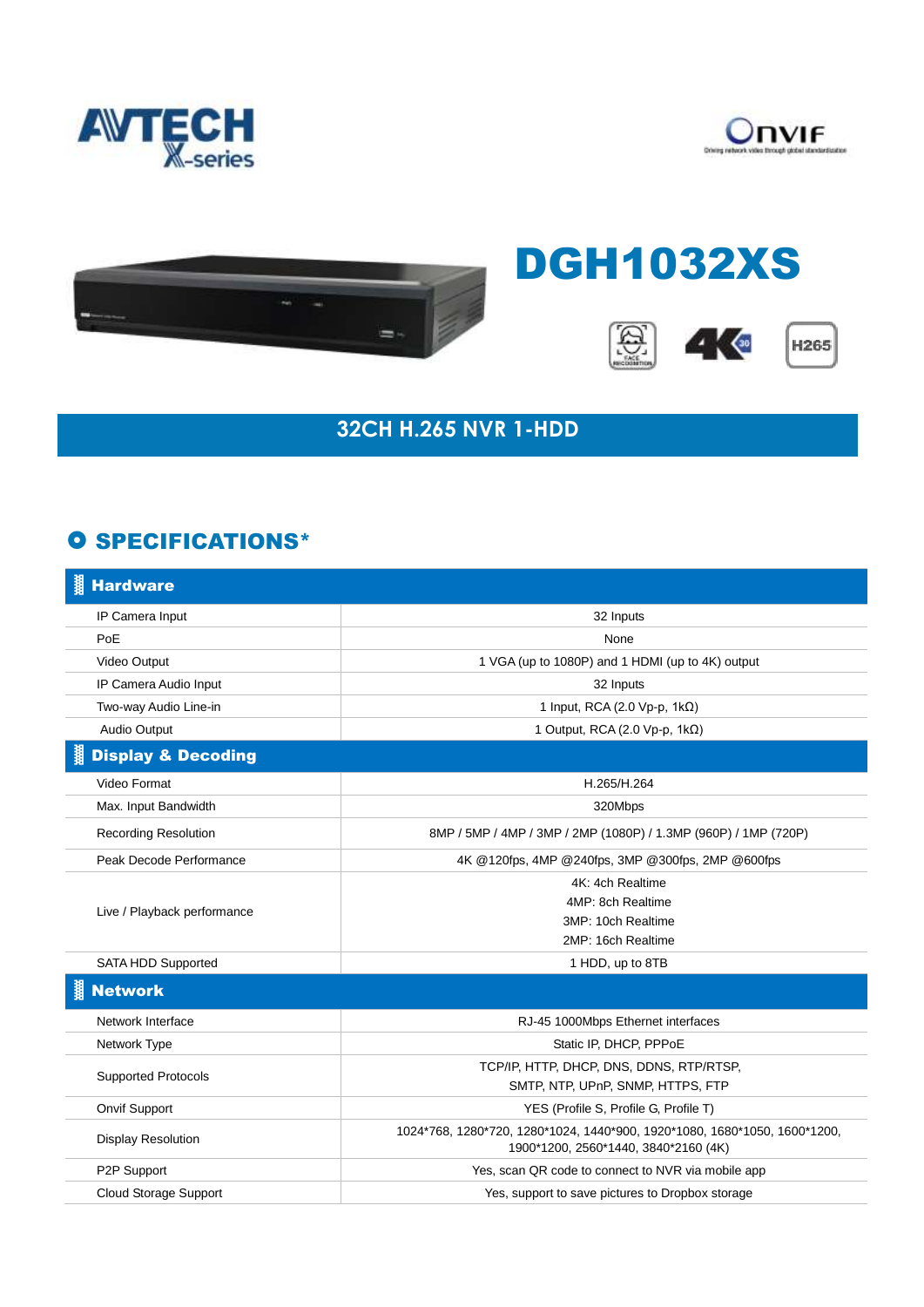AVTECH X-series

Onvif

# DGH1032XS

## 32CH H.265 NVR 1-HDD

## SPECIFICATIONS*

| **Hardware** | |
|---|---|
| IP Camera Input | 32 Inputs |
| PoE | None |
| Video Output | 1 VGA (up to 1080P) and 1 HDMI (up to 4K) output |
| IP Camera Audio Input | 32 Inputs |
| Two-way Audio Line-in | 1 Input, RCA (2.0 Vp-p, 1kΩ) |
| Audio Output | 1 Output, RCA (2.0 Vp-p, 1kΩ) |
| **Display & Decoding** | |
| Video Format | H.265/H.264 |
| Max. Input Bandwidth | 320Mbps |
| Recording Resolution | 8MP / 5MP / 4MP / 3MP / 2MP (1080P) / 1.3MP (960P) / 1MP (720P) |
| Peak Decode Performance | 4K @120fps, 4MP @240fps, 3MP @300fps, 2MP @600fps |
| Live / Playback performance | 4K: 4ch Realtime<br>4MP: 8ch Realtime<br>3MP: 10ch Realtime<br>2MP: 16ch Realtime |
| SATA HDD Supported | 1 HDD, up to 8TB |
| **Network** | |
| Network Interface | RJ-45 1000Mbps Ethernet interfaces |
| Network Type | Static IP, DHCP, PPPoE |
| Supported Protocols | TCP/IP, HTTP, DHCP, DNS, DDNS, RTP/RTSP, SMTP, NTP, UPnP, SNMP, HTTPS, FTP |
| Onvif Support | YES (Profile S, Profile G, Profile T) |
| Display Resolution | 1024*768, 1280*720, 1280*1024, 1440*900, 1920*1080, 1680*1050, 1600*1200, 1900*1200, 2560*1440, 3840*2160 (4K) |
| P2P Support | Yes, scan QR code to connect to NVR via mobile app |
| Cloud Storage Support | Yes, support to save pictures to Dropbox storage |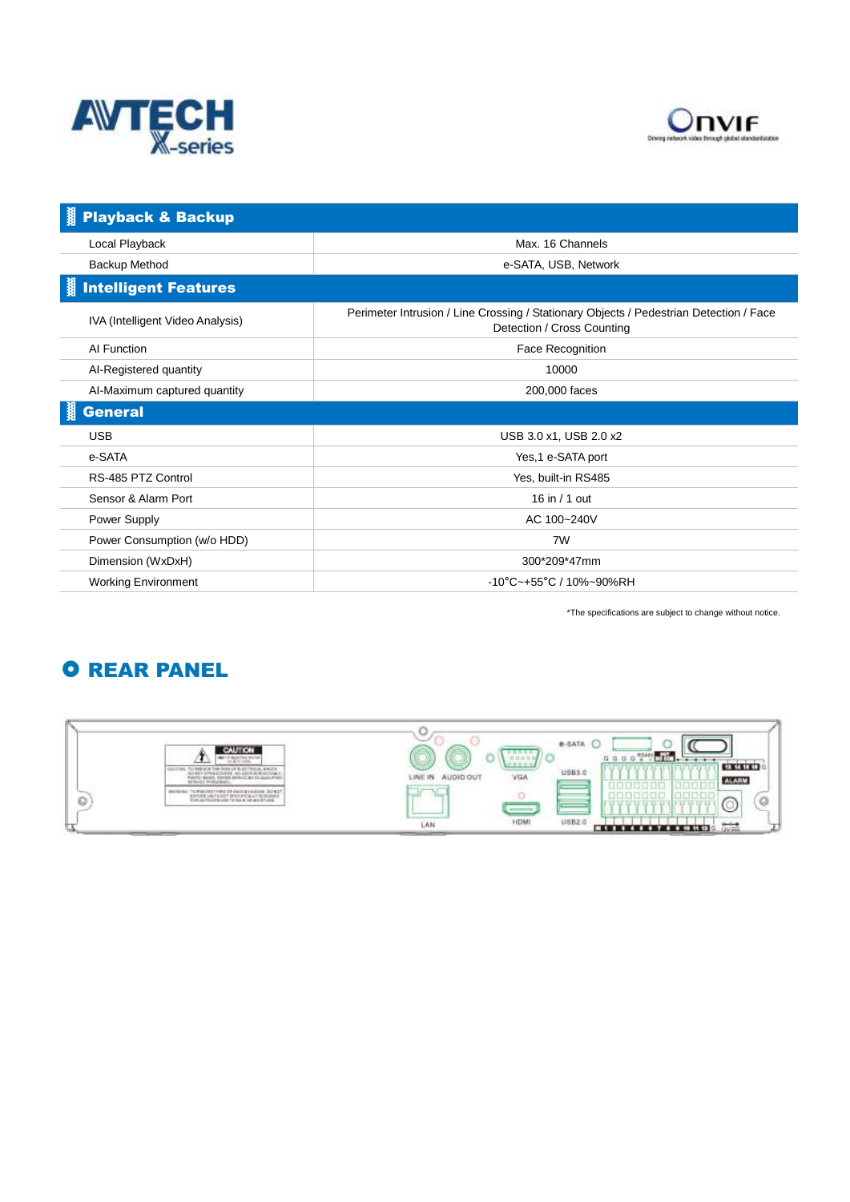## Playback & Backup

| | |
|---|---|
| Local Playback | Max. 16 Channels |
| Backup Method | e-SATA, USB, Network |

## Intelligent Features

| | |
|---|---|
| IVA (Intelligent Video Analysis) | Perimeter Intrusion / Line Crossing / Stationary Objects / Pedestrian Detection / Face Detection / Cross Counting |
| AI Function | Face Recognition |
| AI-Registered quantity | 10000 |
| AI-Maximum captured quantity | 200,000 faces |

## General

| | |
|---|---|
| USB | USB 3.0 x1, USB 2.0 x2 |
| e-SATA | Yes,1 e-SATA port |
| RS-485 PTZ Control | Yes, built-in RS485 |
| Sensor & Alarm Port | 16 in / 1 out |
| Power Supply | AC 100~240V |
| Power Consumption (w/o HDD) | 7W |
| Dimension (WxDxH) | 300*209*47mm |
| Working Environment | -10°C~+55°C / 10%~90%RH |

*The specifications are subject to change without notice.

## REAR PANEL

CAUTION

LINE IN AUDIO OUT VGA e-SATA USB3.0 ALARM

LAN HDMI USB2.0